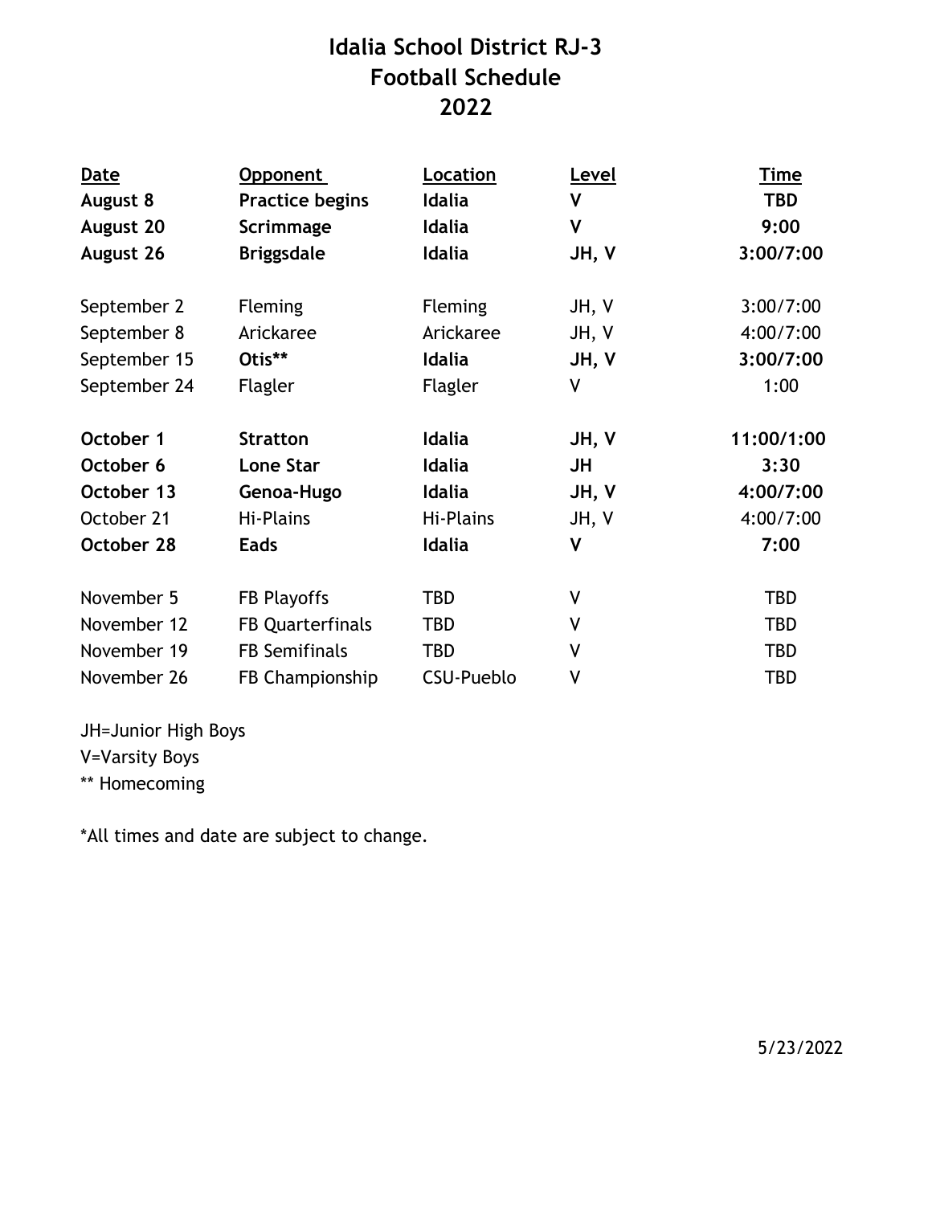# Idalia School District RJ-3
# Football Schedule
# 2022

| Date | Opponent | Location | Level | Time |
|---|---|---|---|---|
| **August 8** | **Practice begins** | **Idalia** | **V** | **TBD** |
| **August 20** | **Scrimmage** | **Idalia** | **V** | **9:00** |
| **August 26** | **Briggsdale** | **Idalia** | **JH, V** | **3:00/7:00** |
| September 2 | Fleming | Fleming | JH, V | 3:00/7:00 |
| September 8 | Arickaree | Arickaree | JH, V | 4:00/7:00 |
| September 15 | **Otis**** | **Idalia** | **JH, V** | **3:00/7:00** |
| September 24 | Flagler | Flagler | V | 1:00 |
| **October 1** | **Stratton** | **Idalia** | **JH, V** | **11:00/1:00** |
| **October 6** | **Lone Star** | **Idalia** | **JH** | **3:30** |
| **October 13** | **Genoa-Hugo** | **Idalia** | **JH, V** | **4:00/7:00** |
| October 21 | Hi-Plains | Hi-Plains | JH, V | 4:00/7:00 |
| **October 28** | **Eads** | **Idalia** | **V** | **7:00** |
| November 5 | FB Playoffs | TBD | V | TBD |
| November 12 | FB Quarterfinals | TBD | V | TBD |
| November 19 | FB Semifinals | TBD | V | TBD |
| November 26 | FB Championship | CSU-Pueblo | V | TBD |

JH=Junior High Boys
V=Varsity Boys
** Homecoming

*All times and date are subject to change.

5/23/2022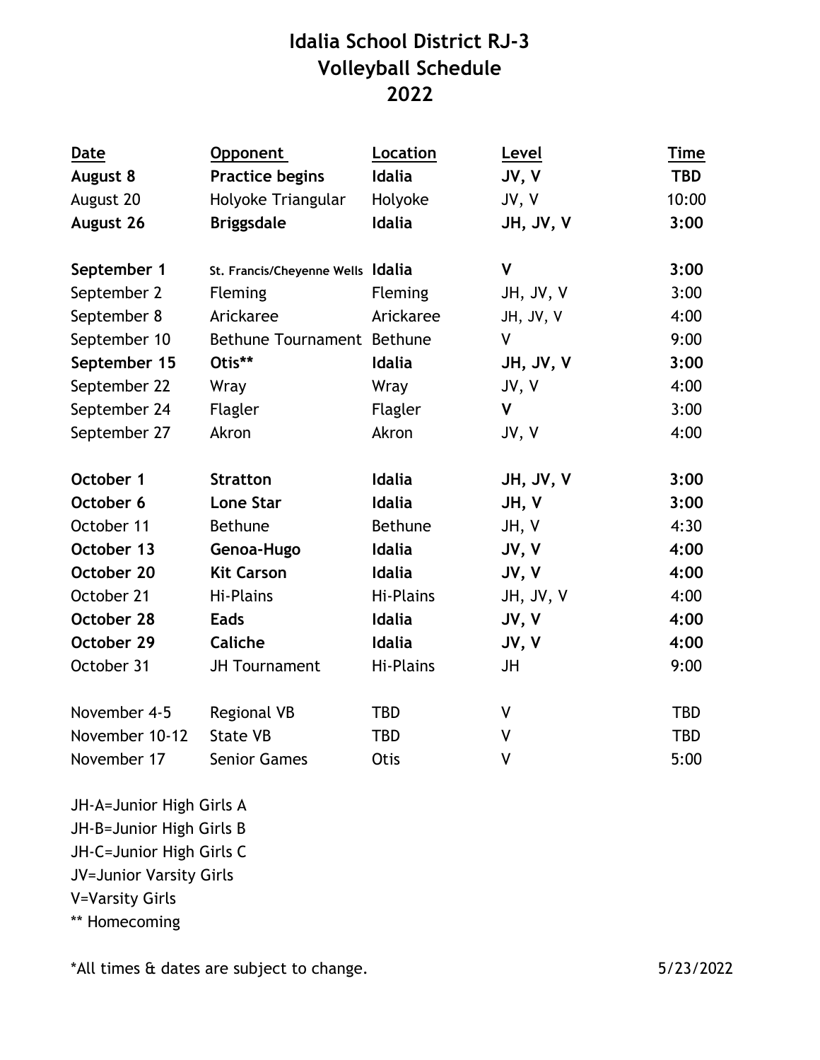# Idalia School District RJ-3
# Volleyball Schedule
# 2022

| Date | Opponent | Location | Level | Time |
|---|---|---|---|---|
| **August 8** | **Practice begins** | **Idalia** | **JV, V** | **TBD** |
| August 20 | Holyoke Triangular | Holyoke | JV, V | 10:00 |
| **August 26** | **Briggsdale** | **Idalia** | **JH, JV, V** | **3:00** |
| **September 1** | **St. Francis/Cheyenne Wells** | **Idalia** | **V** | **3:00** |
| September 2 | Fleming | Fleming | JH, JV, V | 3:00 |
| September 8 | Arickaree | Arickaree | JH, JV, V | 4:00 |
| September 10 | Bethune Tournament | Bethune | V | 9:00 |
| **September 15** | **Otis**** | **Idalia** | **JH, JV, V** | **3:00** |
| September 22 | Wray | Wray | JV, V | 4:00 |
| September 24 | Flagler | Flagler | **V** | 3:00 |
| September 27 | Akron | Akron | JV, V | 4:00 |
| **October 1** | **Stratton** | **Idalia** | **JH, JV, V** | **3:00** |
| **October 6** | **Lone Star** | **Idalia** | **JH, V** | **3:00** |
| October 11 | Bethune | Bethune | JH, V | 4:30 |
| **October 13** | **Genoa-Hugo** | **Idalia** | **JV, V** | **4:00** |
| **October 20** | **Kit Carson** | **Idalia** | **JV, V** | **4:00** |
| October 21 | Hi-Plains | Hi-Plains | JH, JV, V | 4:00 |
| **October 28** | **Eads** | **Idalia** | **JV, V** | **4:00** |
| **October 29** | **Caliche** | **Idalia** | **JV, V** | **4:00** |
| October 31 | JH Tournament | Hi-Plains | JH | 9:00 |
| November 4-5 | Regional VB | TBD | V | TBD |
| November 10-12 | State VB | TBD | V | TBD |
| November 17 | Senior Games | Otis | V | 5:00 |

JH-A=Junior High Girls A
JH-B=Junior High Girls B
JH-C=Junior High Girls C
JV=Junior Varsity Girls
V=Varsity Girls
** Homecoming

*All times & dates are subject to change.

5/23/2022